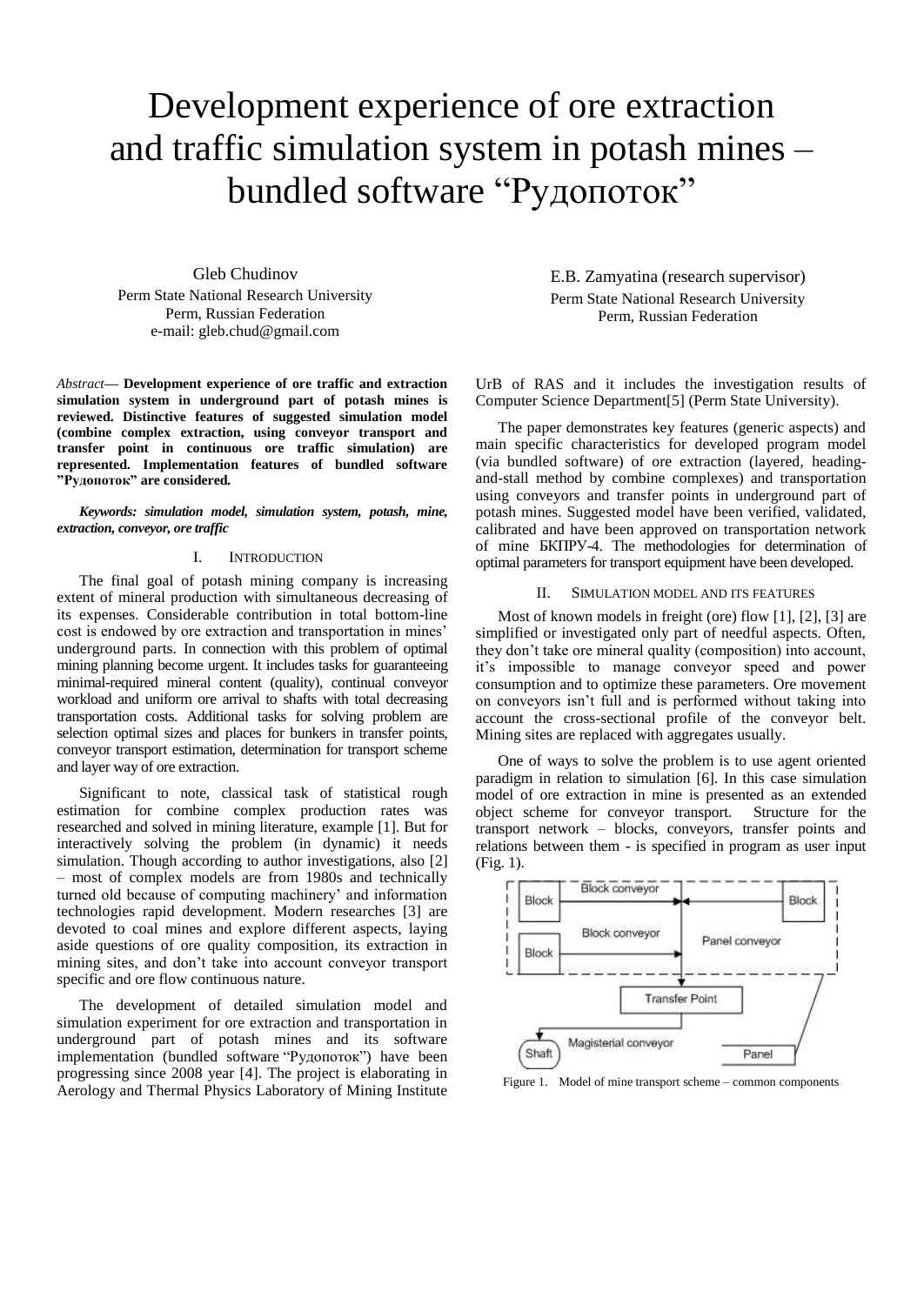# Development experience of ore extraction and traffic simulation system in potash mines – bundled software "Рудопоток"

Gleb Chudinov
Perm State National Research University
Perm, Russian Federation
e-mail: gleb.chud@gmail.com

E.B. Zamyatina (research supervisor)
Perm State National Research University
Perm, Russian Federation

*Abstract*— **Development experience of ore traffic and extraction simulation system in underground part of potash mines is reviewed. Distinctive features of suggested simulation model (combine complex extraction, using conveyor transport and transfer point in continuous ore traffic simulation) are represented. Implementation features of bundled software "Рудопоток" are considered.**

***Keywords: simulation model, simulation system, potash, mine, extraction, conveyor, ore traffic***

## I. Introduction

The final goal of potash mining company is increasing extent of mineral production with simultaneous decreasing of its expenses. Considerable contribution in total bottom-line cost is endowed by ore extraction and transportation in mines' underground parts. In connection with this problem of optimal mining planning become urgent. It includes tasks for guaranteeing minimal-required mineral content (quality), continual conveyor workload and uniform ore arrival to shafts with total decreasing transportation costs. Additional tasks for solving problem are selection optimal sizes and places for bunkers in transfer points, conveyor transport estimation, determination for transport scheme and layer way of ore extraction.

Significant to note, classical task of statistical rough estimation for combine complex production rates was researched and solved in mining literature, example [1]. But for interactively solving the problem (in dynamic) it needs simulation. Though according to author investigations, also [2] – most of complex models are from 1980s and technically turned old because of computing machinery' and information technologies rapid development. Modern researches [3] are devoted to coal mines and explore different aspects, laying aside questions of ore quality composition, its extraction in mining sites, and don't take into account conveyor transport specific and ore flow continuous nature.

The development of detailed simulation model and simulation experiment for ore extraction and transportation in underground part of potash mines and its software implementation (bundled software "Рудопоток") have been progressing since 2008 year [4]. The project is elaborating in Aerology and Thermal Physics Laboratory of Mining Institute UrB of RAS and it includes the investigation results of Computer Science Department[5] (Perm State University).

The paper demonstrates key features (generic aspects) and main specific characteristics for developed program model (via bundled software) of ore extraction (layered, heading-and-stall method by combine complexes) and transportation using conveyors and transfer points in underground part of potash mines. Suggested model have been verified, validated, calibrated and have been approved on transportation network of mine БКПРУ-4. The methodologies for determination of optimal parameters for transport equipment have been developed.

## II. Simulation model and its features

Most of known models in freight (ore) flow [1], [2], [3] are simplified or investigated only part of needful aspects. Often, they don't take ore mineral quality (composition) into account, it's impossible to manage conveyor speed and power consumption and to optimize these parameters. Ore movement on conveyors isn't full and is performed without taking into account the cross-sectional profile of the conveyor belt. Mining sites are replaced with aggregates usually.

One of ways to solve the problem is to use agent oriented paradigm in relation to simulation [6]. In this case simulation model of ore extraction in mine is presented as an extended object scheme for conveyor transport. Structure for the transport network – blocks, conveyors, transfer points and relations between them - is specified in program as user input (Fig. 1).

Figure 1. Model of mine transport scheme – common components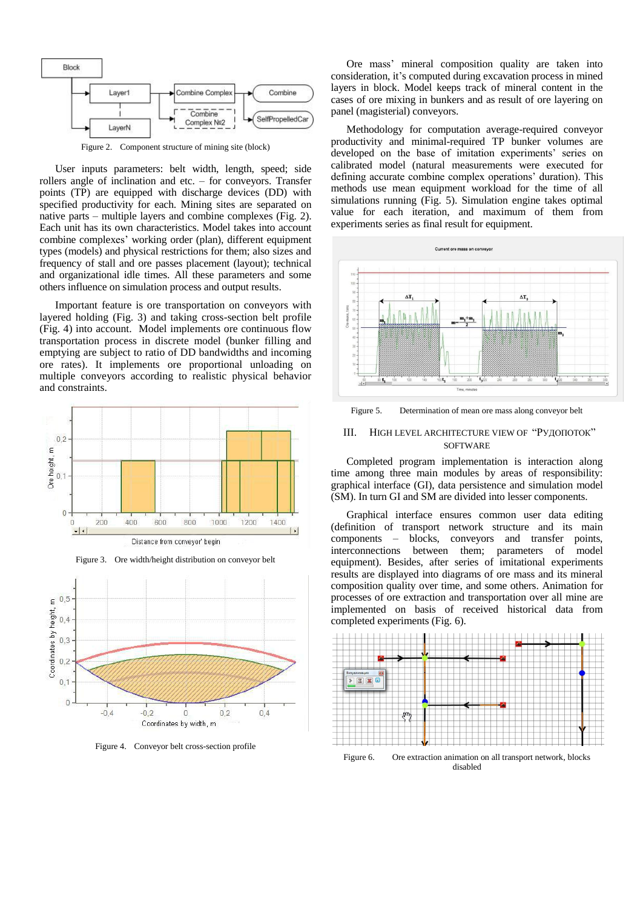Figure 2. Component structure of mining site (block)

User inputs parameters: belt width, length, speed; side rollers angle of inclination and etc. – for conveyors. Transfer points (TP) are equipped with discharge devices (DD) with specified productivity for each. Mining sites are separated on native parts – multiple layers and combine complexes (Fig. 2). Each unit has its own characteristics. Model takes into account combine complexes' working order (plan), different equipment types (models) and physical restrictions for them; also sizes and frequency of stall and ore passes placement (layout); technical and organizational idle times. All these parameters and some others influence on simulation process and output results.

Important feature is ore transportation on conveyors with layered holding (Fig. 3) and taking cross-section belt profile (Fig. 4) into account. Model implements ore continuous flow transportation process in discrete model (bunker filling and emptying are subject to ratio of DD bandwidths and incoming ore rates). It implements ore proportional unloading on multiple conveyors according to realistic physical behavior and constraints.

Figure 3. Ore width/height distribution on conveyor belt

Figure 4. Conveyor belt cross-section profile

Ore mass' mineral composition quality are taken into consideration, it's computed during excavation process in mined layers in block. Model keeps track of mineral content in the cases of ore mixing in bunkers and as result of ore layering on panel (magisterial) conveyors.

Methodology for computation average-required conveyor productivity and minimal-required TP bunker volumes are developed on the base of imitation experiments' series on calibrated model (natural measurements were executed for defining accurate combine complex operations' duration). This methods use mean equipment workload for the time of all simulations running (Fig. 5). Simulation engine takes optimal value for each iteration, and maximum of them from experiments series as final result for equipment.

Figure 5. Determination of mean ore mass along conveyor belt

## III. High level architecture view of "Рудопоток" software

Completed program implementation is interaction along time among three main modules by areas of responsibility: graphical interface (GI), data persistence and simulation model (SM). In turn GI and SM are divided into lesser components.

Graphical interface ensures common user data editing (definition of transport network structure and its main components – blocks, conveyors and transfer points, interconnections between them; parameters of model equipment). Besides, after series of imitational experiments results are displayed into diagrams of ore mass and its mineral composition quality over time, and some others. Animation for processes of ore extraction and transportation over all mine are implemented on basis of received historical data from completed experiments (Fig. 6).

Figure 6. Ore extraction animation on all transport network, blocks disabled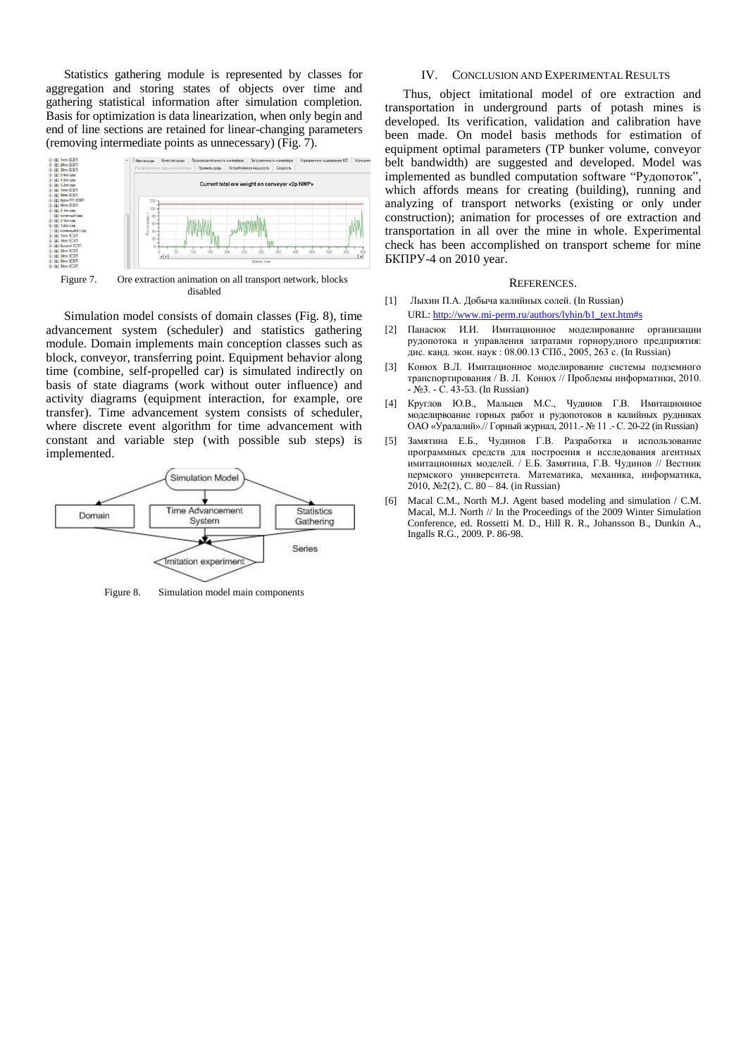Statistics gathering module is represented by classes for aggregation and storing states of objects over time and gathering statistical information after simulation completion. Basis for optimization is data linearization, when only begin and end of line sections are retained for linear-changing parameters (removing intermediate points as unnecessary) (Fig. 7).

Current total ore weight on conveyor «2p NWP»

Figure 7. Ore extraction animation on all transport network, blocks disabled

Simulation model consists of domain classes (Fig. 8), time advancement system (scheduler) and statistics gathering module. Domain implements main conception classes such as block, conveyor, transferring point. Equipment behavior along time (combine, self-propelled car) is simulated indirectly on basis of state diagrams (work without outer influence) and activity diagrams (equipment interaction, for example, ore transfer). Time advancement system consists of scheduler, where discrete event algorithm for time advancement with constant and variable step (with possible sub steps) is implemented.

Simulation Model

Domain

Time Advancement System

Statistics Gathering

Series

Imitation experiment

Figure 8. Simulation model main components

## IV. Conclusion and Experimental Results

Thus, object imitational model of ore extraction and transportation in underground parts of potash mines is developed. Its verification, validation and calibration have been made. On model basis methods for estimation of equipment optimal parameters (TP bunker volume, conveyor belt bandwidth) are suggested and developed. Model was implemented as bundled computation software "Рудопоток", which affords means for creating (building), running and analyzing of transport networks (existing or only under construction); animation for processes of ore extraction and transportation in all over the mine in whole. Experimental check has been accomplished on transport scheme for mine БКПРУ-4 on 2010 year.

## References.

[1] Лыхин П.А. Добыча калийных солей. (In Russian) URL: http://www.mi-perm.ru/authors/lyhin/b1_text.htm#s

[2] Панасюк И.И. Имитационное моделирование организации рудопотока и управления затратами горнорудного предприятия: дис. канд. экон. наук : 08.00.13 СПб., 2005, 263 с. (In Russian)

[3] Конюх В.Л. Имитационное моделирование системы подземного транспортирования / В. Л. Конюх // Проблемы информатики, 2010. - №3. - С. 43-53. (In Russian)

[4] Круглов Ю.В., Мальцев М.С., Чудинов Г.В. Имитационное моделирвоание горных работ и рудопотоков в калийных рудниках ОАО «Уралалий».// Горный журнал, 2011.- № 11 .- С. 20-22 (in Russian)

[5] Замятина Е.Б., Чудинов Г.В. Разработка и использование программных средств для построения и исследования агентных имитационных моделей. / Е.Б. Замятина, Г.В. Чудинов // Вестник пермского университета. Математика, механика, информатика, 2010, №2(2), С. 80 – 84. (in Russian)

[6] Macal C.M., North M.J. Agent based modeling and simulation / C.M. Macal, M.J. North // In the Proceedings of the 2009 Winter Simulation Conference, ed. Rossetti M. D., Hill R. R., Johansson B., Dunkin A., Ingalls R.G., 2009. P. 86-98.